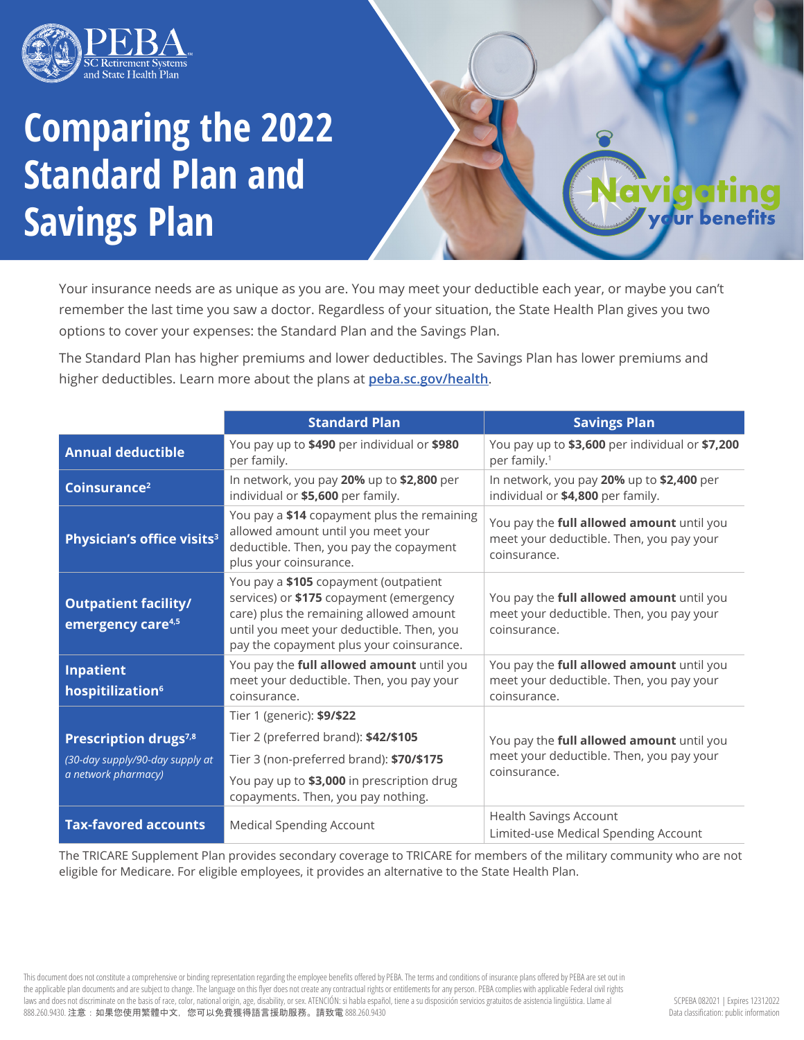PEBA
SC Retirement Systems and State Health Plan

# Comparing the 2022 Standard Plan and Savings Plan

Navigating your benefits

Your insurance needs are as unique as you are. You may meet your deductible each year, or maybe you can't remember the last time you saw a doctor. Regardless of your situation, the State Health Plan gives you two options to cover your expenses: the Standard Plan and the Savings Plan.

The Standard Plan has higher premiums and lower deductibles. The Savings Plan has lower premiums and higher deductibles. Learn more about the plans at [peba.sc.gov/health](peba.sc.gov/health).

| | Standard Plan | Savings Plan |
|---|---|---|
| **Annual deductible** | You pay up to **$490** per individual or **$980** per family. | You pay up to **$3,600** per individual or **$7,200** per family.[1] |
| **Coinsurance[2]** | In network, you pay **20%** up to **$2,800** per individual or **$5,600** per family. | In network, you pay **20%** up to **$2,400** per individual or **$4,800** per family. |
| **Physician's office visits[3]** | You pay a **$14** copayment plus the remaining allowed amount until you meet your deductible. Then, you pay the copayment plus your coinsurance. | You pay the **full allowed amount** until you meet your deductible. Then, you pay your coinsurance. |
| **Outpatient facility/ emergency care[4,5]** | You pay a **$105** copayment (outpatient services) or **$175** copayment (emergency care) plus the remaining allowed amount until you meet your deductible. Then, you pay the copayment plus your coinsurance. | You pay the **full allowed amount** until you meet your deductible. Then, you pay your coinsurance. |
| **Inpatient hospitilization[6]** | You pay the **full allowed amount** until you meet your deductible. Then, you pay your coinsurance. | You pay the **full allowed amount** until you meet your deductible. Then, you pay your coinsurance. |
| **Prescription drugs[7,8]** *(30-day supply/90-day supply at a network pharmacy)* | Tier 1 (generic): **$9/$22**<br>Tier 2 (preferred brand): **$42/$105**<br>Tier 3 (non-preferred brand): **$70/$175**<br>You pay up to **$3,000** in prescription drug copayments. Then, you pay nothing. | You pay the **full allowed amount** until you meet your deductible. Then, you pay your coinsurance. |
| **Tax-favored accounts** | Medical Spending Account | Health Savings Account<br>Limited-use Medical Spending Account |

The TRICARE Supplement Plan provides secondary coverage to TRICARE for members of the military community who are not eligible for Medicare. For eligible employees, it provides an alternative to the State Health Plan.

This document does not constitute a comprehensive or binding representation regarding the employee benefits offered by PEBA. The terms and conditions of insurance plans offered by PEBA are set out in the applicable plan documents and are subject to change. The language on this flyer does not create any contractual rights or entitlements for any person. PEBA complies with applicable Federal civil rights laws and does not discriminate on the basis of race, color, national origin, age, disability, or sex. ATENCIÓN: si habla español, tiene a su disposición servicios gratuitos de asistencia lingüística. Llame al 888.260.9430. 注意：如果您使用繁體中文，您可以免費獲得語言援助服務。請致電 888.260.9430

SCPEBA 082021 | Expires 12312022
Data classification: public information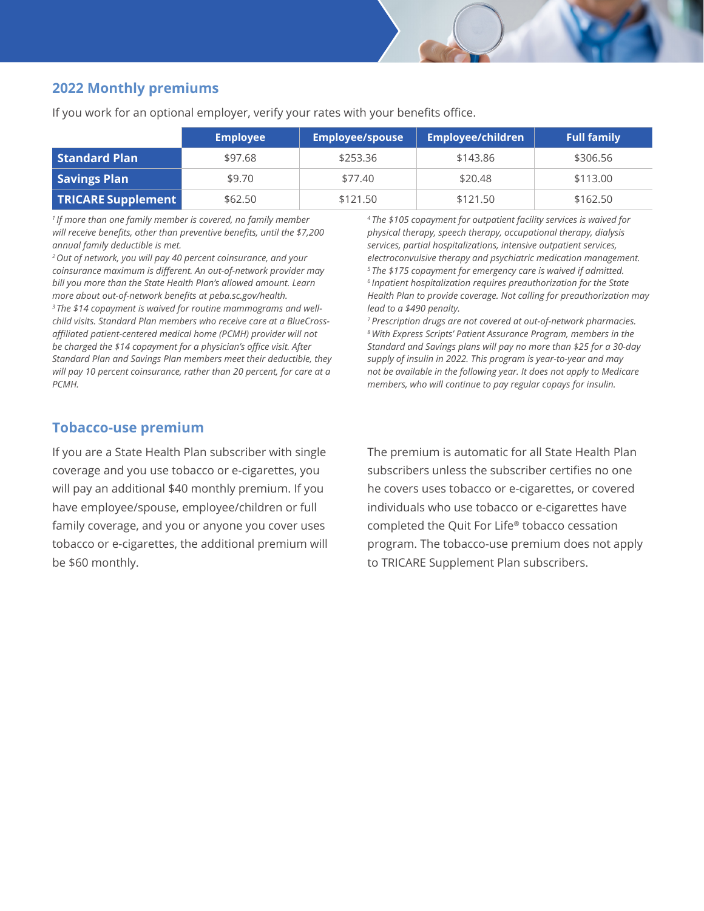## 2022 Monthly premiums

If you work for an optional employer, verify your rates with your benefits office.

| | Employee | Employee/spouse | Employee/children | Full family |
|---|---|---|---|---|
| **Standard Plan** | $97.68 | $253.36 | $143.86 | $306.56 |
| **Savings Plan** | $9.70 | $77.40 | $20.48 | $113.00 |
| **TRICARE Supplement** | $62.50 | $121.50 | $121.50 | $162.50 |

*[1] If more than one family member is covered, no family member will receive benefits, other than preventive benefits, until the $7,200 annual family deductible is met.*
*[2] Out of network, you will pay 40 percent coinsurance, and your coinsurance maximum is different. An out-of-network provider may bill you more than the State Health Plan's allowed amount. Learn more about out-of-network benefits at peba.sc.gov/health.*
*[3] The $14 copayment is waived for routine mammograms and well-child visits. Standard Plan members who receive care at a BlueCross-affiliated patient-centered medical home (PCMH) provider will not be charged the $14 copayment for a physician's office visit. After Standard Plan and Savings Plan members meet their deductible, they will pay 10 percent coinsurance, rather than 20 percent, for care at a PCMH.*
*[4] The $105 copayment for outpatient facility services is waived for physical therapy, speech therapy, occupational therapy, dialysis services, partial hospitalizations, intensive outpatient services, electroconvulsive therapy and psychiatric medication management.*
*[5] The $175 copayment for emergency care is waived if admitted.*
*[6] Inpatient hospitalization requires preauthorization for the State Health Plan to provide coverage. Not calling for preauthorization may lead to a $490 penalty.*
*[7] Prescription drugs are not covered at out-of-network pharmacies.*
*[8] With Express Scripts' Patient Assurance Program, members in the Standard and Savings plans will pay no more than $25 for a 30-day supply of insulin in 2022. This program is year-to-year and may not be available in the following year. It does not apply to Medicare members, who will continue to pay regular copays for insulin.*

## Tobacco-use premium

If you are a State Health Plan subscriber with single coverage and you use tobacco or e-cigarettes, you will pay an additional $40 monthly premium. If you have employee/spouse, employee/children or full family coverage, and you or anyone you cover uses tobacco or e-cigarettes, the additional premium will be $60 monthly.

The premium is automatic for all State Health Plan subscribers unless the subscriber certifies no one he covers uses tobacco or e-cigarettes, or covered individuals who use tobacco or e-cigarettes have completed the Quit For Life® tobacco cessation program. The tobacco-use premium does not apply to TRICARE Supplement Plan subscribers.